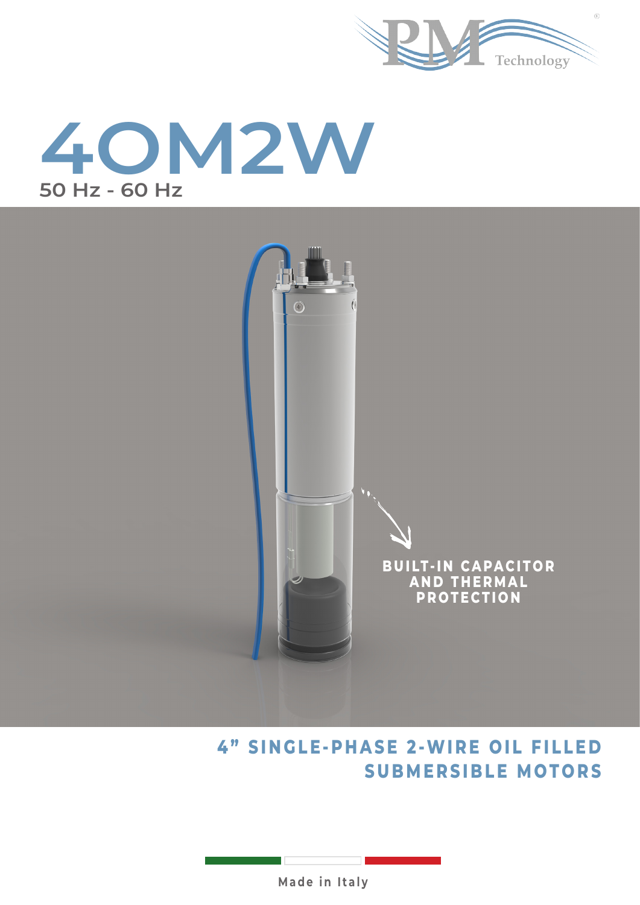PM Technology

# 4OM2W

50 Hz - 60 Hz

BUILT-IN CAPACITOR AND THERMAL PROTECTION

## 4" SINGLE-PHASE 2-WIRE OIL FILLED SUBMERSIBLE MOTORS

Made in Italy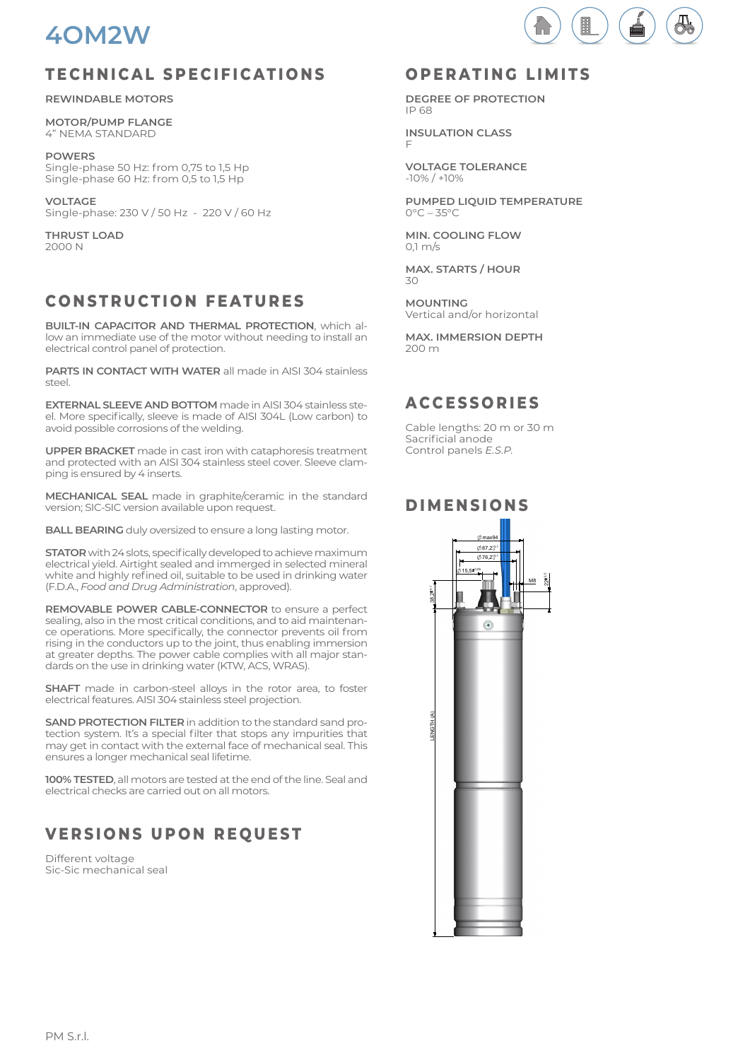# 4OM2W

## TECHNICAL SPECIFICATIONS

**REWINDABLE MOTORS**

**MOTOR/PUMP FLANGE**
4" NEMA STANDARD

**POWERS**
Single-phase 50 Hz: from 0,75 to 1,5 Hp
Single-phase 60 Hz: from 0,5 to 1,5 Hp

**VOLTAGE**
Single-phase: 230 V / 50 Hz - 220 V / 60 Hz

**THRUST LOAD**
2000 N

## CONSTRUCTION FEATURES

**BUILT-IN CAPACITOR AND THERMAL PROTECTION**, which allow an immediate use of the motor without needing to install an electrical control panel of protection.

**PARTS IN CONTACT WITH WATER** all made in AISI 304 stainless steel.

**EXTERNAL SLEEVE AND BOTTOM** made in AISI 304 stainless steel. More specifically, sleeve is made of AISI 304L (Low carbon) to avoid possible corrosions of the welding.

**UPPER BRACKET** made in cast iron with cataphoresis treatment and protected with an AISI 304 stainless steel cover. Sleeve clamping is ensured by 4 inserts.

**MECHANICAL SEAL** made in graphite/ceramic in the standard version; SIC-SIC version available upon request.

**BALL BEARING** duly oversized to ensure a long lasting motor.

**STATOR** with 24 slots, specifically developed to achieve maximum electrical yield. Airtight sealed and immerged in selected mineral white and highly refined oil, suitable to be used in drinking water (F.D.A., *Food and Drug Administration*, approved).

**REMOVABLE POWER CABLE-CONNECTOR** to ensure a perfect sealing, also in the most critical conditions, and to aid maintenance operations. More specifically, the connector prevents oil from rising in the conductors up to the joint, thus enabling immersion at greater depths. The power cable complies with all major standards on the use in drinking water (KTW, ACS, WRAS).

**SHAFT** made in carbon-steel alloys in the rotor area, to foster electrical features. AISI 304 stainless steel projection.

**SAND PROTECTION FILTER** in addition to the standard sand protection system. It's a special filter that stops any impurities that may get in contact with the external face of mechanical seal. This ensures a longer mechanical seal lifetime.

**100% TESTED**, all motors are tested at the end of the line. Seal and electrical checks are carried out on all motors.

## VERSIONS UPON REQUEST

Different voltage
Sic-Sic mechanical seal

## OPERATING LIMITS

**DEGREE OF PROTECTION**
IP 68

**INSULATION CLASS**
F

**VOLTAGE TOLERANCE**
-10% / +10%

**PUMPED LIQUID TEMPERATURE**
0°C – 35°C

**MIN. COOLING FLOW**
0,1 m/s

**MAX. STARTS / HOUR**
30

**MOUNTING**
Vertical and/or horizontal

**MAX. IMMERSION DEPTH**
200 m

## ACCESSORIES

Cable lengths: 20 m or 30 m
Sacrificial anode
Control panels *E.S.P.*

## DIMENSIONS

PM S.r.l.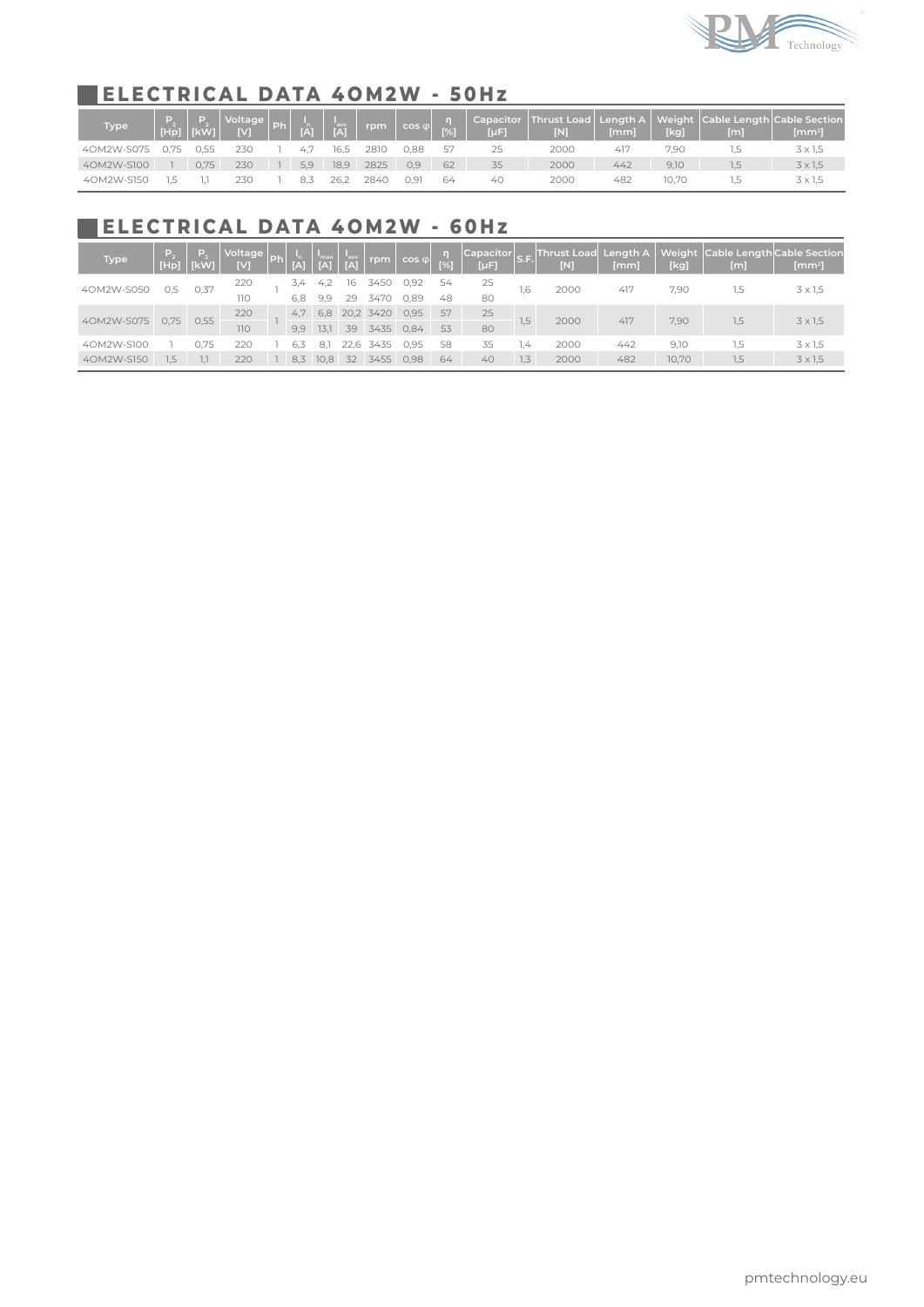## ELECTRICAL DATA 4OM2W - 50Hz

| Type | $P_2$ [Hp] | $P_2$ [kW] | Voltage [V] | Ph | $I_n$ [A] | $I_{avv}$ [A] | rpm | cos φ | η [%] | Capacitor [µF] | Thrust Load [N] | Length A [mm] | Weight [kg] | Cable Length [m] | Cable Section [mm²] |
|---|---|---|---|---|---|---|---|---|---|---|---|---|---|---|---|
| 4OM2W-S075 | 0,75 | 0,55 | 230 | 1 | 4,7 | 16,5 | 2810 | 0,88 | 57 | 25 | 2000 | 417 | 7,90 | 1,5 | 3 x 1,5 |
| 4OM2W-S100 | 1 | 0,75 | 230 | 1 | 5,9 | 18,9 | 2825 | 0,9 | 62 | 35 | 2000 | 442 | 9,10 | 1,5 | 3 x 1,5 |
| 4OM2W-S150 | 1,5 | 1,1 | 230 | 1 | 8,3 | 26,2 | 2840 | 0,91 | 64 | 40 | 2000 | 482 | 10,70 | 1,5 | 3 x 1,5 |

## ELECTRICAL DATA 4OM2W - 60Hz

| Type | $P_2$ [Hp] | $P_2$ [kW] | Voltage [V] | Ph | $I_n$ [A] | $I_{max}$ [A] | $I_{avv}$ [A] | rpm | cos φ | η [%] | Capacitor [µF] | S.F. | Thrust Load [N] | Length A [mm] | Weight [kg] | Cable Length [m] | Cable Section [mm²] |
|---|---|---|---|---|---|---|---|---|---|---|---|---|---|---|---|---|---|
| 4OM2W-S050 | 0,5 | 0,37 | 220 | 1 | 3,4 | 4,2 | 16 | 3450 | 0,92 | 54 | 25 | 1,6 | 2000 | 417 | 7,90 | 1,5 | 3 x 1,5 |
| | | | 110 | | 6,8 | 9,9 | 29 | 3470 | 0,89 | 48 | 80 | | | | | | |
| 4OM2W-S075 | 0,75 | 0,55 | 220 | 1 | 4,7 | 6,8 | 20,2 | 3420 | 0,95 | 57 | 25 | 1,5 | 2000 | 417 | 7,90 | 1,5 | 3 x 1,5 |
| | | | 110 | | 9,9 | 13,1 | 39 | 3435 | 0,84 | 53 | 80 | | | | | | |
| 4OM2W-S100 | 1 | 0,75 | 220 | 1 | 6,3 | 8,1 | 22,6 | 3435 | 0,95 | 58 | 35 | 1,4 | 2000 | 442 | 9,10 | 1,5 | 3 x 1,5 |
| 4OM2W-S150 | 1,5 | 1,1 | 220 | 1 | 8,3 | 10,8 | 32 | 3455 | 0,98 | 64 | 40 | 1,3 | 2000 | 482 | 10,70 | 1,5 | 3 x 1,5 |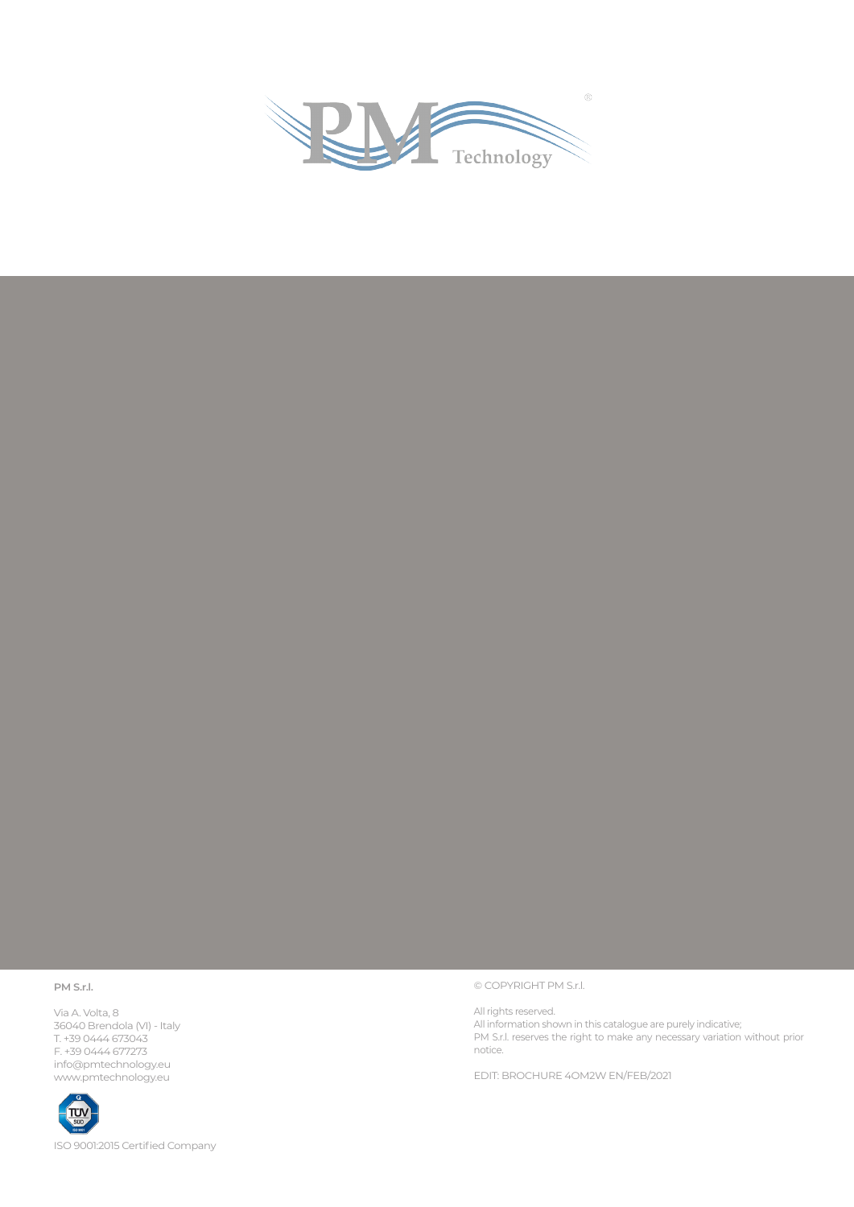**PM S.r.l.**

Via A. Volta, 8
36040 Brendola (VI) - Italy
T. +39 0444 673043
F. +39 0444 677273
info@pmtechnology.eu
www.pmtechnology.eu

ISO 9001:2015 Certified Company

© COPYRIGHT PM S.r.l.

All rights reserved.
All information shown in this catalogue are purely indicative;
PM S.r.l. reserves the right to make any necessary variation without prior notice.

EDIT: BROCHURE 4OM2W EN/FEB/2021